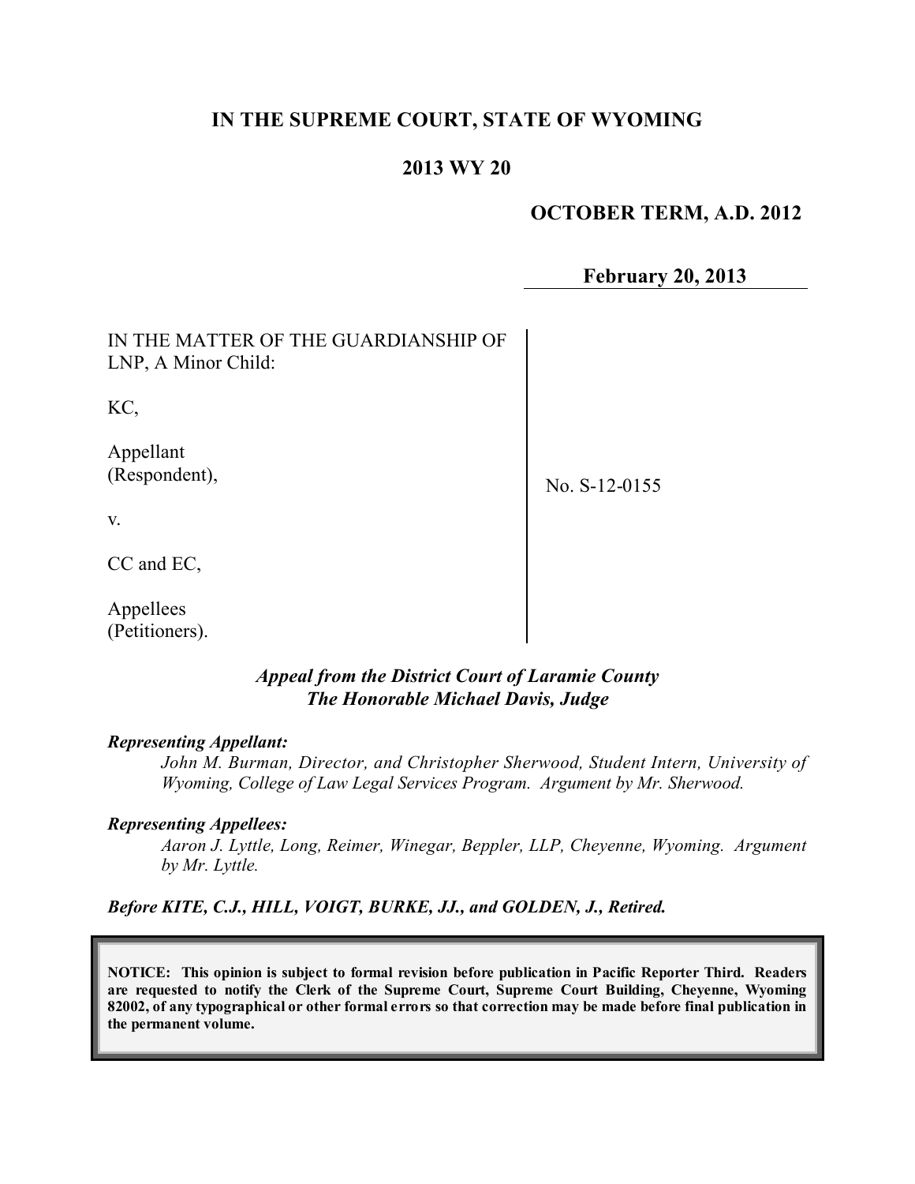**IN THE SUPREME COURT, STATE OF WYOMING**

**2013 WY 20**

**OCTOBER TERM, A.D. 2012**

**February 20, 2013**

| | |
|---|---|
| IN THE MATTER OF THE GUARDIANSHIP OF LNP, A Minor Child:<br><br>KC,<br><br>Appellant (Respondent),<br><br>v.<br><br>CC and EC,<br><br>Appellees (Petitioners). | No. S-12-0155 |

***Appeal from the District Court of Laramie County***
***The Honorable Michael Davis, Judge***

***Representing Appellant:***

*John M. Burman, Director, and Christopher Sherwood, Student Intern, University of Wyoming, College of Law Legal Services Program. Argument by Mr. Sherwood.*

***Representing Appellees:***

*Aaron J. Lyttle, Long, Reimer, Winegar, Beppler, LLP, Cheyenne, Wyoming. Argument by Mr. Lyttle.*

***Before KITE, C.J., HILL, VOIGT, BURKE, JJ., and GOLDEN, J., Retired.***

**NOTICE: This opinion is subject to formal revision before publication in Pacific Reporter Third. Readers are requested to notify the Clerk of the Supreme Court, Supreme Court Building, Cheyenne, Wyoming 82002, of any typographical or other formal errors so that correction may be made before final publication in the permanent volume.**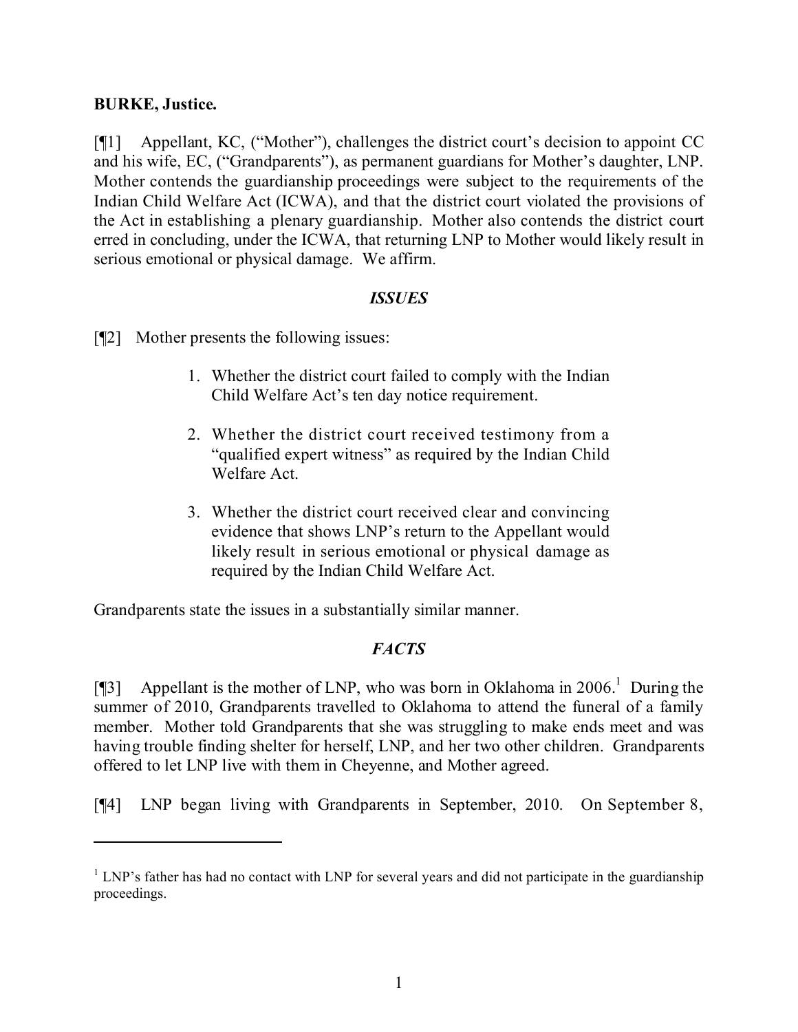**BURKE, Justice.**

[¶1] Appellant, KC, ("Mother"), challenges the district court's decision to appoint CC and his wife, EC, ("Grandparents"), as permanent guardians for Mother's daughter, LNP. Mother contends the guardianship proceedings were subject to the requirements of the Indian Child Welfare Act (ICWA), and that the district court violated the provisions of the Act in establishing a plenary guardianship. Mother also contends the district court erred in concluding, under the ICWA, that returning LNP to Mother would likely result in serious emotional or physical damage. We affirm.

### *ISSUES*

[¶2] Mother presents the following issues:

> 1. Whether the district court failed to comply with the Indian Child Welfare Act's ten day notice requirement.
> 2. Whether the district court received testimony from a "qualified expert witness" as required by the Indian Child Welfare Act.
> 3. Whether the district court received clear and convincing evidence that shows LNP's return to the Appellant would likely result in serious emotional or physical damage as required by the Indian Child Welfare Act.

Grandparents state the issues in a substantially similar manner.

### *FACTS*

[¶3] Appellant is the mother of LNP, who was born in Oklahoma in 2006.[1] During the summer of 2010, Grandparents travelled to Oklahoma to attend the funeral of a family member. Mother told Grandparents that she was struggling to make ends meet and was having trouble finding shelter for herself, LNP, and her two other children. Grandparents offered to let LNP live with them in Cheyenne, and Mother agreed.

[¶4] LNP began living with Grandparents in September, 2010. On September 8,

---

[1] LNP's father has had no contact with LNP for several years and did not participate in the guardianship proceedings.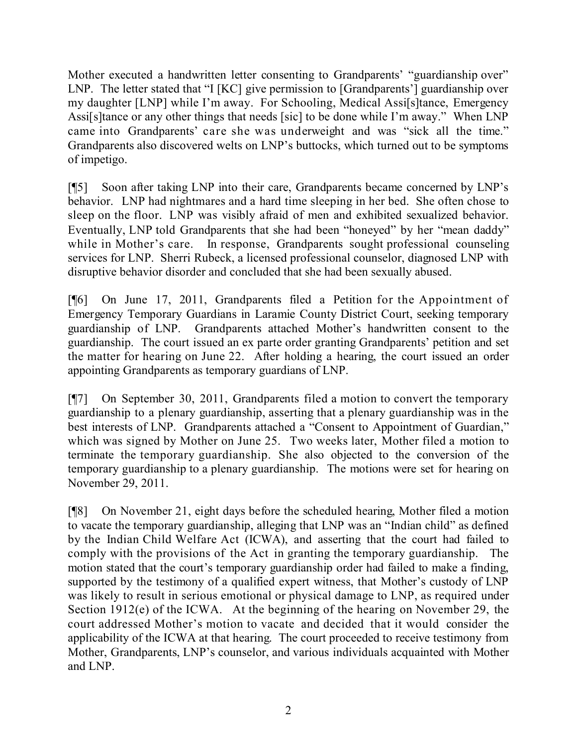Mother executed a handwritten letter consenting to Grandparents' "guardianship over" LNP. The letter stated that "I [KC] give permission to [Grandparents'] guardianship over my daughter [LNP] while I'm away. For Schooling, Medical Assi[s]tance, Emergency Assi[s]tance or any other things that needs [sic] to be done while I'm away." When LNP came into Grandparents' care she was underweight and was "sick all the time." Grandparents also discovered welts on LNP's buttocks, which turned out to be symptoms of impetigo.

[¶5] Soon after taking LNP into their care, Grandparents became concerned by LNP's behavior. LNP had nightmares and a hard time sleeping in her bed. She often chose to sleep on the floor. LNP was visibly afraid of men and exhibited sexualized behavior. Eventually, LNP told Grandparents that she had been "honeyed" by her "mean daddy" while in Mother's care. In response, Grandparents sought professional counseling services for LNP. Sherri Rubeck, a licensed professional counselor, diagnosed LNP with disruptive behavior disorder and concluded that she had been sexually abused.

[¶6] On June 17, 2011, Grandparents filed a Petition for the Appointment of Emergency Temporary Guardians in Laramie County District Court, seeking temporary guardianship of LNP. Grandparents attached Mother's handwritten consent to the guardianship. The court issued an ex parte order granting Grandparents' petition and set the matter for hearing on June 22. After holding a hearing, the court issued an order appointing Grandparents as temporary guardians of LNP.

[¶7] On September 30, 2011, Grandparents filed a motion to convert the temporary guardianship to a plenary guardianship, asserting that a plenary guardianship was in the best interests of LNP. Grandparents attached a "Consent to Appointment of Guardian," which was signed by Mother on June 25. Two weeks later, Mother filed a motion to terminate the temporary guardianship. She also objected to the conversion of the temporary guardianship to a plenary guardianship. The motions were set for hearing on November 29, 2011.

[¶8] On November 21, eight days before the scheduled hearing, Mother filed a motion to vacate the temporary guardianship, alleging that LNP was an "Indian child" as defined by the Indian Child Welfare Act (ICWA), and asserting that the court had failed to comply with the provisions of the Act in granting the temporary guardianship. The motion stated that the court's temporary guardianship order had failed to make a finding, supported by the testimony of a qualified expert witness, that Mother's custody of LNP was likely to result in serious emotional or physical damage to LNP, as required under Section 1912(e) of the ICWA. At the beginning of the hearing on November 29, the court addressed Mother's motion to vacate and decided that it would consider the applicability of the ICWA at that hearing. The court proceeded to receive testimony from Mother, Grandparents, LNP's counselor, and various individuals acquainted with Mother and LNP.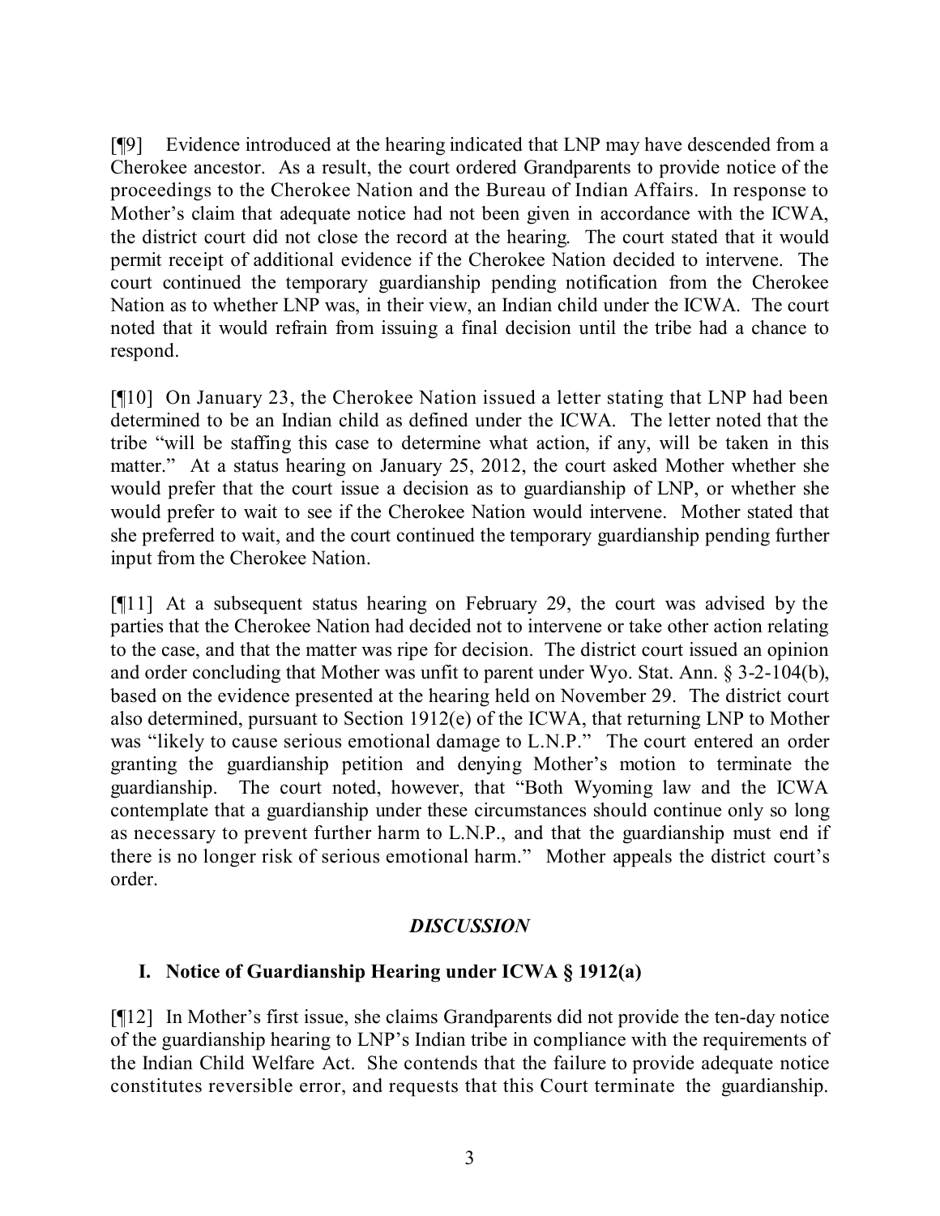[¶9] Evidence introduced at the hearing indicated that LNP may have descended from a Cherokee ancestor. As a result, the court ordered Grandparents to provide notice of the proceedings to the Cherokee Nation and the Bureau of Indian Affairs. In response to Mother's claim that adequate notice had not been given in accordance with the ICWA, the district court did not close the record at the hearing. The court stated that it would permit receipt of additional evidence if the Cherokee Nation decided to intervene. The court continued the temporary guardianship pending notification from the Cherokee Nation as to whether LNP was, in their view, an Indian child under the ICWA. The court noted that it would refrain from issuing a final decision until the tribe had a chance to respond.

[¶10] On January 23, the Cherokee Nation issued a letter stating that LNP had been determined to be an Indian child as defined under the ICWA. The letter noted that the tribe "will be staffing this case to determine what action, if any, will be taken in this matter." At a status hearing on January 25, 2012, the court asked Mother whether she would prefer that the court issue a decision as to guardianship of LNP, or whether she would prefer to wait to see if the Cherokee Nation would intervene. Mother stated that she preferred to wait, and the court continued the temporary guardianship pending further input from the Cherokee Nation.

[¶11] At a subsequent status hearing on February 29, the court was advised by the parties that the Cherokee Nation had decided not to intervene or take other action relating to the case, and that the matter was ripe for decision. The district court issued an opinion and order concluding that Mother was unfit to parent under Wyo. Stat. Ann. § 3-2-104(b), based on the evidence presented at the hearing held on November 29. The district court also determined, pursuant to Section 1912(e) of the ICWA, that returning LNP to Mother was "likely to cause serious emotional damage to L.N.P." The court entered an order granting the guardianship petition and denying Mother's motion to terminate the guardianship. The court noted, however, that "Both Wyoming law and the ICWA contemplate that a guardianship under these circumstances should continue only so long as necessary to prevent further harm to L.N.P., and that the guardianship must end if there is no longer risk of serious emotional harm." Mother appeals the district court's order.

## *DISCUSSION*

### I. Notice of Guardianship Hearing under ICWA § 1912(a)

[¶12] In Mother's first issue, she claims Grandparents did not provide the ten-day notice of the guardianship hearing to LNP's Indian tribe in compliance with the requirements of the Indian Child Welfare Act. She contends that the failure to provide adequate notice constitutes reversible error, and requests that this Court terminate the guardianship.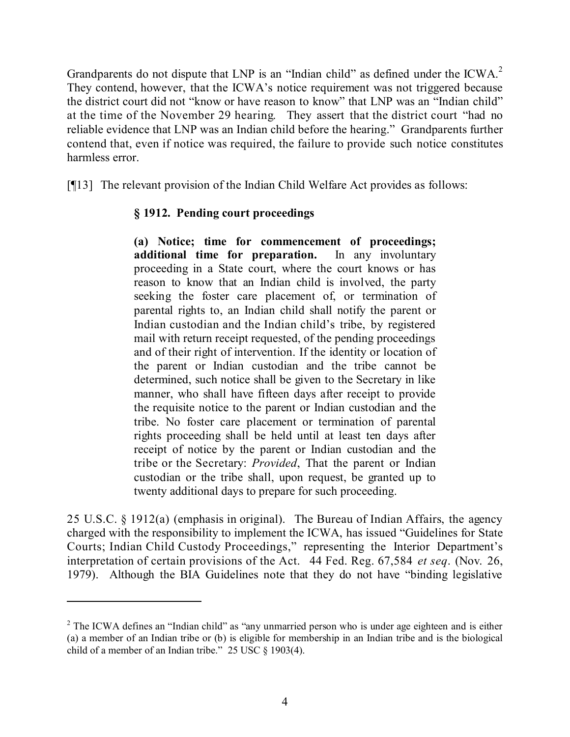Grandparents do not dispute that LNP is an "Indian child" as defined under the ICWA.[2] They contend, however, that the ICWA's notice requirement was not triggered because the district court did not "know or have reason to know" that LNP was an "Indian child" at the time of the November 29 hearing. They assert that the district court "had no reliable evidence that LNP was an Indian child before the hearing." Grandparents further contend that, even if notice was required, the failure to provide such notice constitutes harmless error.

[¶13] The relevant provision of the Indian Child Welfare Act provides as follows:

> **§ 1912. Pending court proceedings**
>
> **(a) Notice; time for commencement of proceedings; additional time for preparation.** In any involuntary proceeding in a State court, where the court knows or has reason to know that an Indian child is involved, the party seeking the foster care placement of, or termination of parental rights to, an Indian child shall notify the parent or Indian custodian and the Indian child's tribe, by registered mail with return receipt requested, of the pending proceedings and of their right of intervention. If the identity or location of the parent or Indian custodian and the tribe cannot be determined, such notice shall be given to the Secretary in like manner, who shall have fifteen days after receipt to provide the requisite notice to the parent or Indian custodian and the tribe. No foster care placement or termination of parental rights proceeding shall be held until at least ten days after receipt of notice by the parent or Indian custodian and the tribe or the Secretary: *Provided*, That the parent or Indian custodian or the tribe shall, upon request, be granted up to twenty additional days to prepare for such proceeding.

25 U.S.C. § 1912(a) (emphasis in original). The Bureau of Indian Affairs, the agency charged with the responsibility to implement the ICWA, has issued "Guidelines for State Courts; Indian Child Custody Proceedings," representing the Interior Department's interpretation of certain provisions of the Act. 44 Fed. Reg. 67,584 *et seq*. (Nov. 26, 1979). Although the BIA Guidelines note that they do not have "binding legislative

---

[2] The ICWA defines an "Indian child" as "any unmarried person who is under age eighteen and is either (a) a member of an Indian tribe or (b) is eligible for membership in an Indian tribe and is the biological child of a member of an Indian tribe." 25 USC § 1903(4).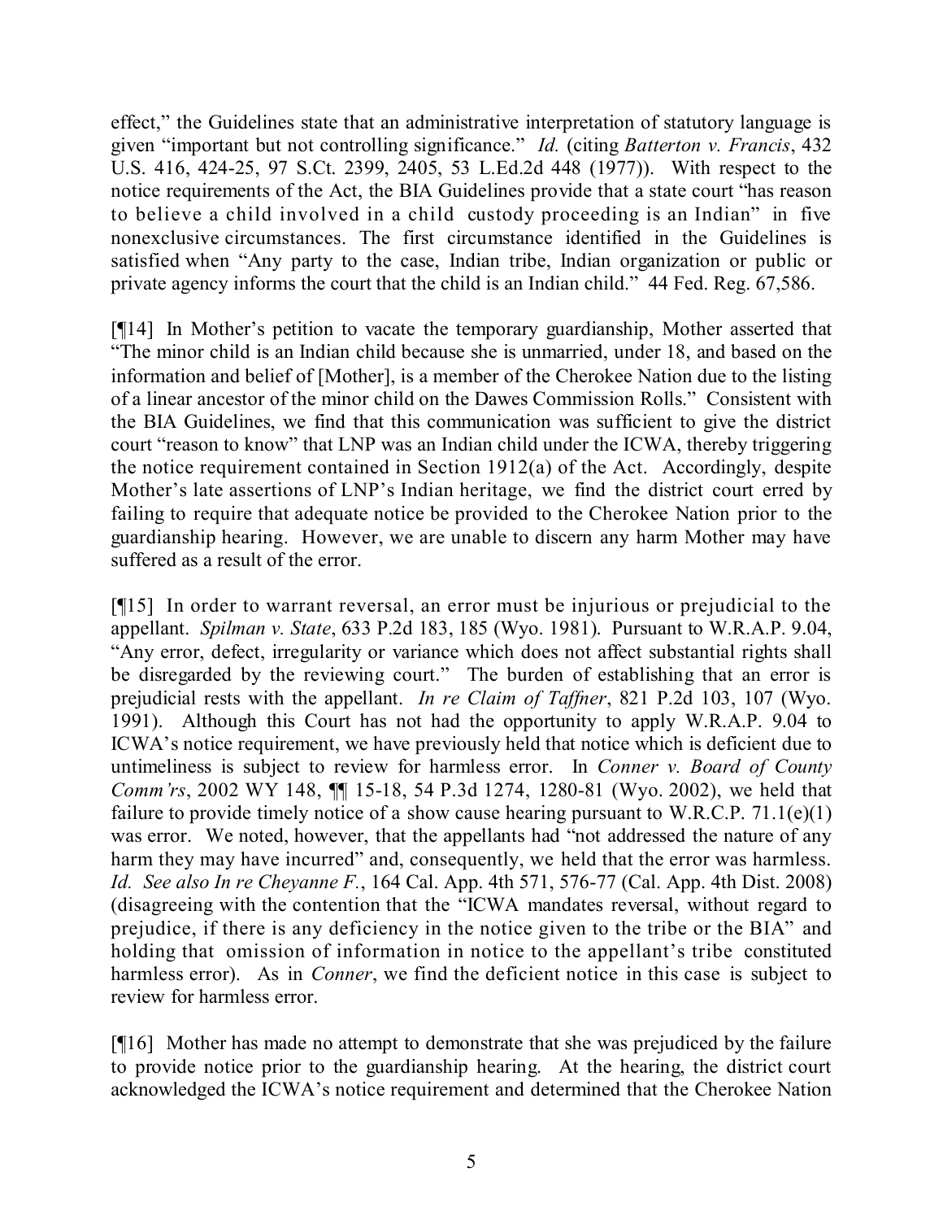effect," the Guidelines state that an administrative interpretation of statutory language is given "important but not controlling significance." *Id.* (citing *Batterton v. Francis*, 432 U.S. 416, 424-25, 97 S.Ct. 2399, 2405, 53 L.Ed.2d 448 (1977)). With respect to the notice requirements of the Act, the BIA Guidelines provide that a state court "has reason to believe a child involved in a child custody proceeding is an Indian" in five nonexclusive circumstances. The first circumstance identified in the Guidelines is satisfied when "Any party to the case, Indian tribe, Indian organization or public or private agency informs the court that the child is an Indian child." 44 Fed. Reg. 67,586.

[¶14] In Mother's petition to vacate the temporary guardianship, Mother asserted that "The minor child is an Indian child because she is unmarried, under 18, and based on the information and belief of [Mother], is a member of the Cherokee Nation due to the listing of a linear ancestor of the minor child on the Dawes Commission Rolls." Consistent with the BIA Guidelines, we find that this communication was sufficient to give the district court "reason to know" that LNP was an Indian child under the ICWA, thereby triggering the notice requirement contained in Section 1912(a) of the Act. Accordingly, despite Mother's late assertions of LNP's Indian heritage, we find the district court erred by failing to require that adequate notice be provided to the Cherokee Nation prior to the guardianship hearing. However, we are unable to discern any harm Mother may have suffered as a result of the error.

[¶15] In order to warrant reversal, an error must be injurious or prejudicial to the appellant. *Spilman v. State*, 633 P.2d 183, 185 (Wyo. 1981). Pursuant to W.R.A.P. 9.04, "Any error, defect, irregularity or variance which does not affect substantial rights shall be disregarded by the reviewing court." The burden of establishing that an error is prejudicial rests with the appellant. *In re Claim of Taffner*, 821 P.2d 103, 107 (Wyo. 1991). Although this Court has not had the opportunity to apply W.R.A.P. 9.04 to ICWA's notice requirement, we have previously held that notice which is deficient due to untimeliness is subject to review for harmless error. In *Conner v. Board of County Comm'rs*, 2002 WY 148, ¶¶ 15-18, 54 P.3d 1274, 1280-81 (Wyo. 2002), we held that failure to provide timely notice of a show cause hearing pursuant to W.R.C.P. 71.1(e)(1) was error. We noted, however, that the appellants had "not addressed the nature of any harm they may have incurred" and, consequently, we held that the error was harmless. *Id. See also In re Cheyanne F.*, 164 Cal. App. 4th 571, 576-77 (Cal. App. 4th Dist. 2008) (disagreeing with the contention that the "ICWA mandates reversal, without regard to prejudice, if there is any deficiency in the notice given to the tribe or the BIA" and holding that omission of information in notice to the appellant's tribe constituted harmless error). As in *Conner*, we find the deficient notice in this case is subject to review for harmless error.

[¶16] Mother has made no attempt to demonstrate that she was prejudiced by the failure to provide notice prior to the guardianship hearing. At the hearing, the district court acknowledged the ICWA's notice requirement and determined that the Cherokee Nation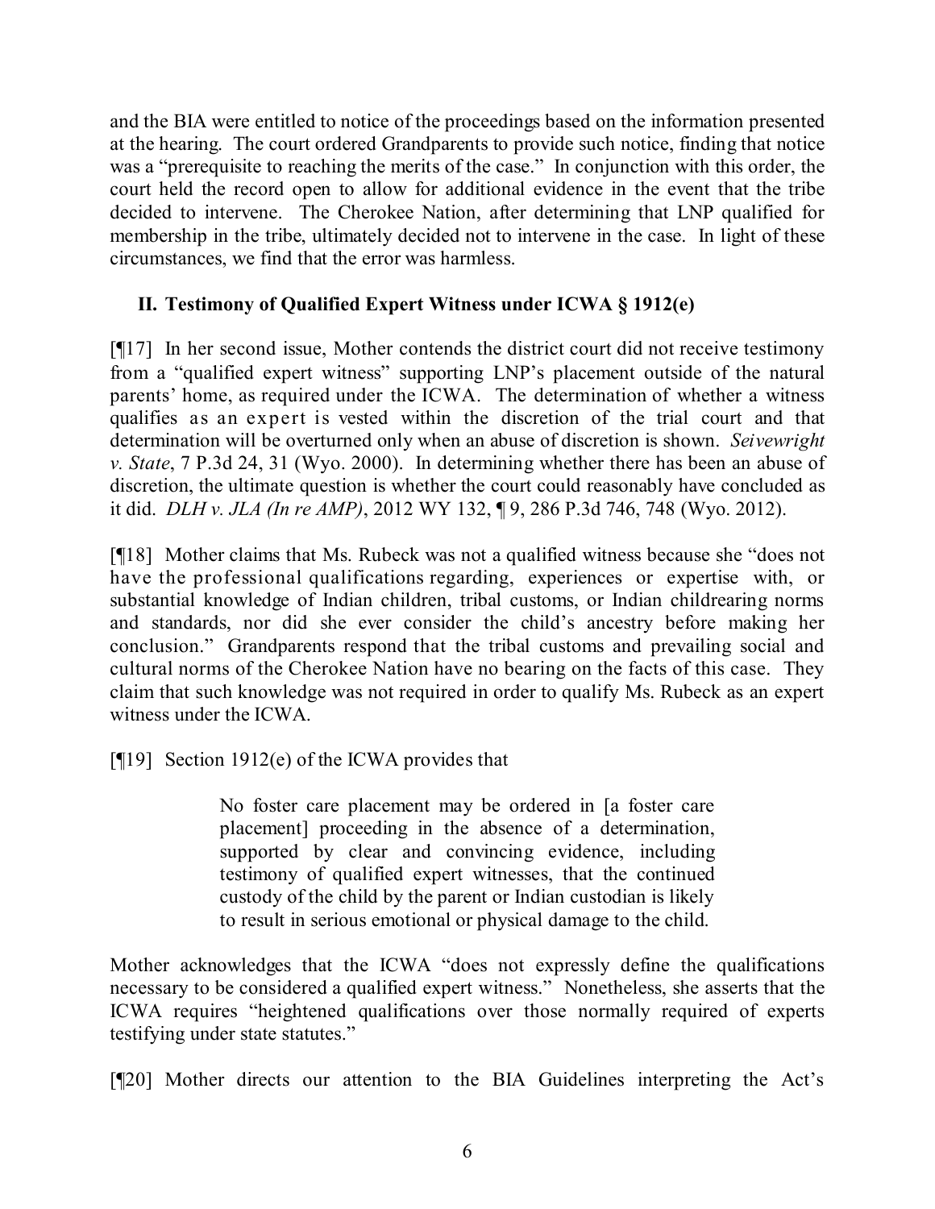and the BIA were entitled to notice of the proceedings based on the information presented at the hearing. The court ordered Grandparents to provide such notice, finding that notice was a "prerequisite to reaching the merits of the case." In conjunction with this order, the court held the record open to allow for additional evidence in the event that the tribe decided to intervene. The Cherokee Nation, after determining that LNP qualified for membership in the tribe, ultimately decided not to intervene in the case. In light of these circumstances, we find that the error was harmless.

## II. Testimony of Qualified Expert Witness under ICWA § 1912(e)

[¶17] In her second issue, Mother contends the district court did not receive testimony from a "qualified expert witness" supporting LNP's placement outside of the natural parents' home, as required under the ICWA. The determination of whether a witness qualifies as an expert is vested within the discretion of the trial court and that determination will be overturned only when an abuse of discretion is shown. *Seivewright v. State*, 7 P.3d 24, 31 (Wyo. 2000). In determining whether there has been an abuse of discretion, the ultimate question is whether the court could reasonably have concluded as it did. *DLH v. JLA (In re AMP)*, 2012 WY 132, ¶ 9, 286 P.3d 746, 748 (Wyo. 2012).

[¶18] Mother claims that Ms. Rubeck was not a qualified witness because she "does not have the professional qualifications regarding, experiences or expertise with, or substantial knowledge of Indian children, tribal customs, or Indian childrearing norms and standards, nor did she ever consider the child's ancestry before making her conclusion." Grandparents respond that the tribal customs and prevailing social and cultural norms of the Cherokee Nation have no bearing on the facts of this case. They claim that such knowledge was not required in order to qualify Ms. Rubeck as an expert witness under the ICWA.

[¶19] Section 1912(e) of the ICWA provides that

> No foster care placement may be ordered in [a foster care placement] proceeding in the absence of a determination, supported by clear and convincing evidence, including testimony of qualified expert witnesses, that the continued custody of the child by the parent or Indian custodian is likely to result in serious emotional or physical damage to the child.

Mother acknowledges that the ICWA "does not expressly define the qualifications necessary to be considered a qualified expert witness." Nonetheless, she asserts that the ICWA requires "heightened qualifications over those normally required of experts testifying under state statutes."

[¶20] Mother directs our attention to the BIA Guidelines interpreting the Act's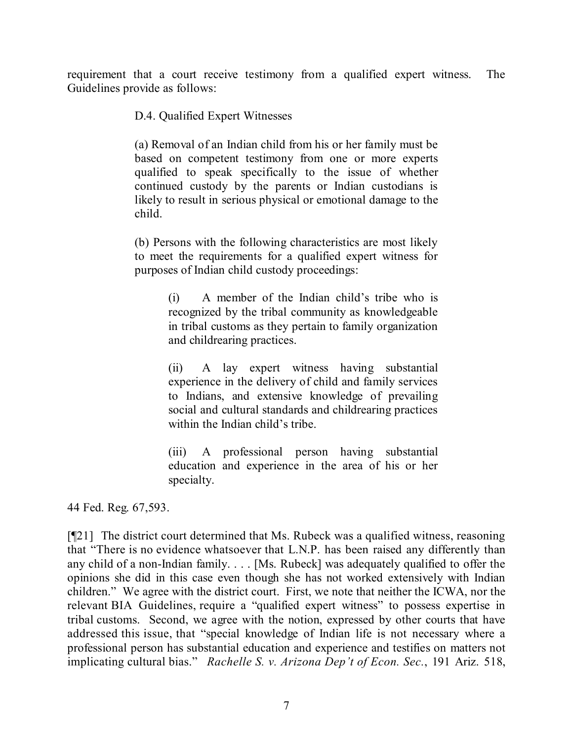requirement that a court receive testimony from a qualified expert witness. The Guidelines provide as follows:

> D.4. Qualified Expert Witnesses
>
> (a) Removal of an Indian child from his or her family must be based on competent testimony from one or more experts qualified to speak specifically to the issue of whether continued custody by the parents or Indian custodians is likely to result in serious physical or emotional damage to the child.
>
> (b) Persons with the following characteristics are most likely to meet the requirements for a qualified expert witness for purposes of Indian child custody proceedings:
>
> > (i) A member of the Indian child's tribe who is recognized by the tribal community as knowledgeable in tribal customs as they pertain to family organization and childrearing practices.
> >
> > (ii) A lay expert witness having substantial experience in the delivery of child and family services to Indians, and extensive knowledge of prevailing social and cultural standards and childrearing practices within the Indian child's tribe.
> >
> > (iii) A professional person having substantial education and experience in the area of his or her specialty.

44 Fed. Reg. 67,593.

[¶21] The district court determined that Ms. Rubeck was a qualified witness, reasoning that "There is no evidence whatsoever that L.N.P. has been raised any differently than any child of a non-Indian family. . . . [Ms. Rubeck] was adequately qualified to offer the opinions she did in this case even though she has not worked extensively with Indian children." We agree with the district court. First, we note that neither the ICWA, nor the relevant BIA Guidelines, require a "qualified expert witness" to possess expertise in tribal customs. Second, we agree with the notion, expressed by other courts that have addressed this issue, that "special knowledge of Indian life is not necessary where a professional person has substantial education and experience and testifies on matters not implicating cultural bias." *Rachelle S. v. Arizona Dep't of Econ. Sec.*, 191 Ariz. 518,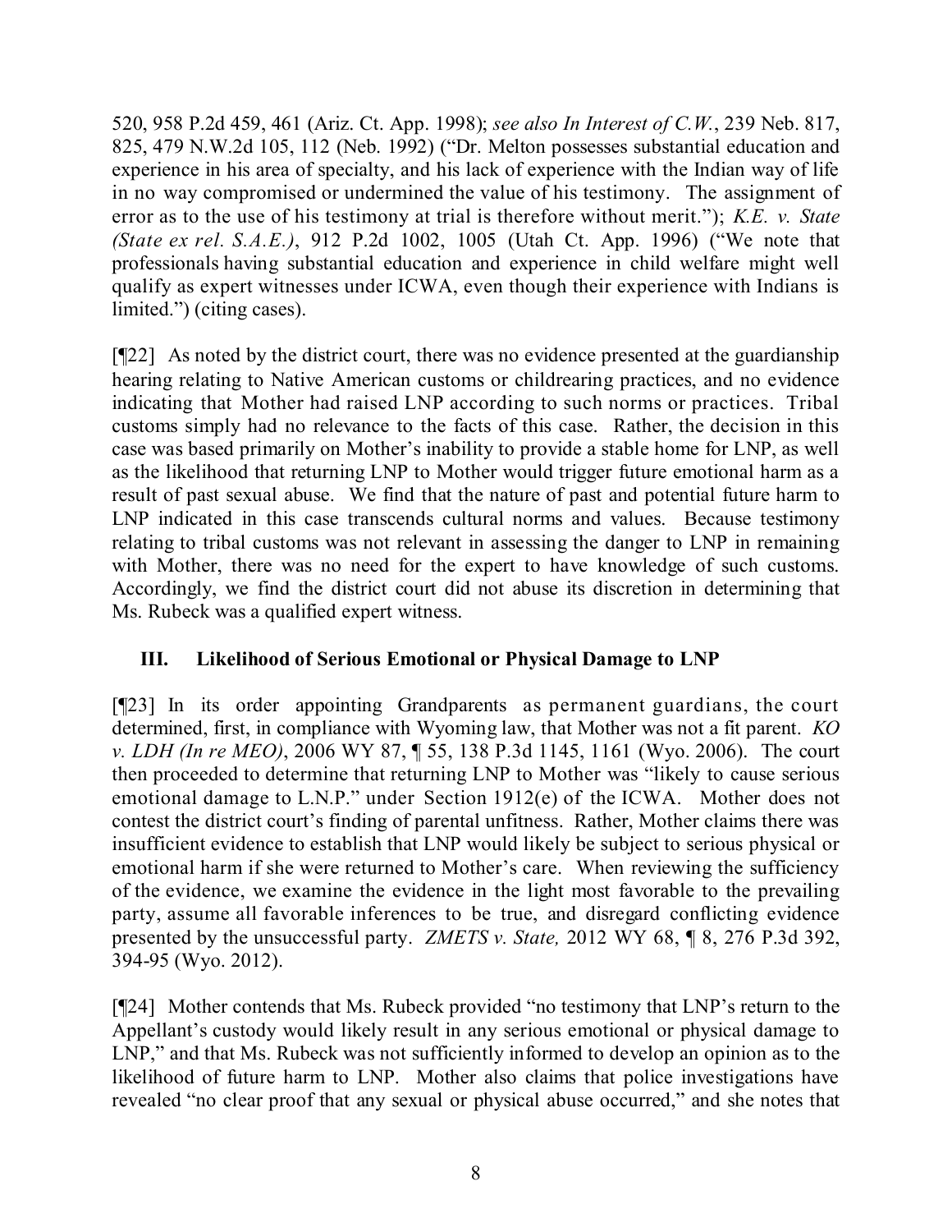520, 958 P.2d 459, 461 (Ariz. Ct. App. 1998); *see also In Interest of C.W.*, 239 Neb. 817, 825, 479 N.W.2d 105, 112 (Neb. 1992) ("Dr. Melton possesses substantial education and experience in his area of specialty, and his lack of experience with the Indian way of life in no way compromised or undermined the value of his testimony. The assignment of error as to the use of his testimony at trial is therefore without merit."); *K.E. v. State (State ex rel. S.A.E.)*, 912 P.2d 1002, 1005 (Utah Ct. App. 1996) ("We note that professionals having substantial education and experience in child welfare might well qualify as expert witnesses under ICWA, even though their experience with Indians is limited.") (citing cases).

[¶22] As noted by the district court, there was no evidence presented at the guardianship hearing relating to Native American customs or childrearing practices, and no evidence indicating that Mother had raised LNP according to such norms or practices. Tribal customs simply had no relevance to the facts of this case. Rather, the decision in this case was based primarily on Mother's inability to provide a stable home for LNP, as well as the likelihood that returning LNP to Mother would trigger future emotional harm as a result of past sexual abuse. We find that the nature of past and potential future harm to LNP indicated in this case transcends cultural norms and values. Because testimony relating to tribal customs was not relevant in assessing the danger to LNP in remaining with Mother, there was no need for the expert to have knowledge of such customs. Accordingly, we find the district court did not abuse its discretion in determining that Ms. Rubeck was a qualified expert witness.

## III. Likelihood of Serious Emotional or Physical Damage to LNP

[¶23] In its order appointing Grandparents as permanent guardians, the court determined, first, in compliance with Wyoming law, that Mother was not a fit parent. *KO v. LDH (In re MEO)*, 2006 WY 87, ¶ 55, 138 P.3d 1145, 1161 (Wyo. 2006). The court then proceeded to determine that returning LNP to Mother was "likely to cause serious emotional damage to L.N.P." under Section 1912(e) of the ICWA. Mother does not contest the district court's finding of parental unfitness. Rather, Mother claims there was insufficient evidence to establish that LNP would likely be subject to serious physical or emotional harm if she were returned to Mother's care. When reviewing the sufficiency of the evidence, we examine the evidence in the light most favorable to the prevailing party, assume all favorable inferences to be true, and disregard conflicting evidence presented by the unsuccessful party. *ZMETS v. State,* 2012 WY 68, ¶ 8, 276 P.3d 392, 394-95 (Wyo. 2012).

[¶24] Mother contends that Ms. Rubeck provided "no testimony that LNP's return to the Appellant's custody would likely result in any serious emotional or physical damage to LNP," and that Ms. Rubeck was not sufficiently informed to develop an opinion as to the likelihood of future harm to LNP. Mother also claims that police investigations have revealed "no clear proof that any sexual or physical abuse occurred," and she notes that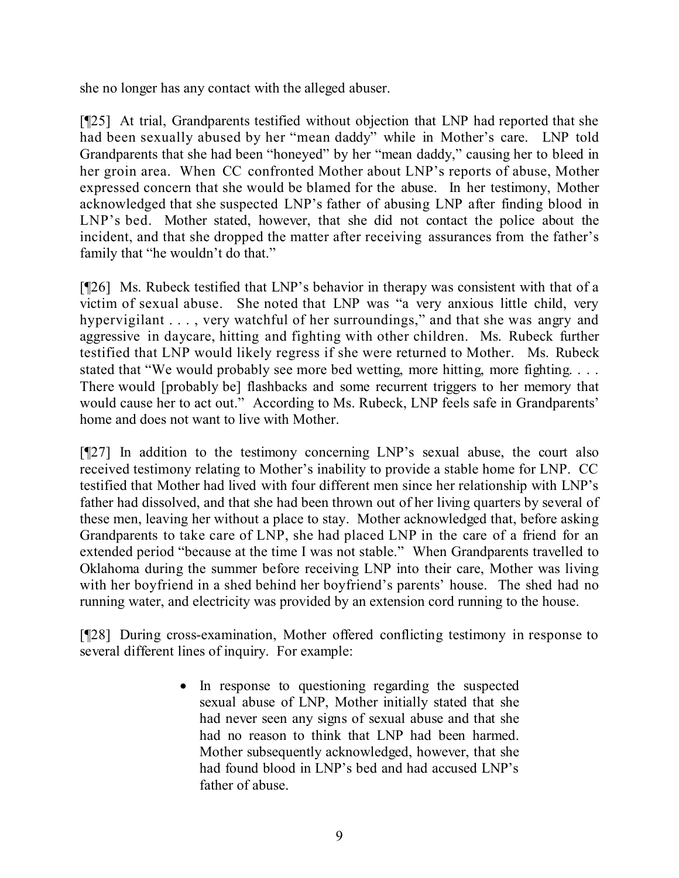she no longer has any contact with the alleged abuser.

[¶25] At trial, Grandparents testified without objection that LNP had reported that she had been sexually abused by her "mean daddy" while in Mother's care. LNP told Grandparents that she had been "honeyed" by her "mean daddy," causing her to bleed in her groin area. When CC confronted Mother about LNP's reports of abuse, Mother expressed concern that she would be blamed for the abuse. In her testimony, Mother acknowledged that she suspected LNP's father of abusing LNP after finding blood in LNP's bed. Mother stated, however, that she did not contact the police about the incident, and that she dropped the matter after receiving assurances from the father's family that "he wouldn't do that."

[¶26] Ms. Rubeck testified that LNP's behavior in therapy was consistent with that of a victim of sexual abuse. She noted that LNP was "a very anxious little child, very hypervigilant . . . , very watchful of her surroundings," and that she was angry and aggressive in daycare, hitting and fighting with other children. Ms. Rubeck further testified that LNP would likely regress if she were returned to Mother. Ms. Rubeck stated that "We would probably see more bed wetting, more hitting, more fighting. . . . There would [probably be] flashbacks and some recurrent triggers to her memory that would cause her to act out." According to Ms. Rubeck, LNP feels safe in Grandparents' home and does not want to live with Mother.

[¶27] In addition to the testimony concerning LNP's sexual abuse, the court also received testimony relating to Mother's inability to provide a stable home for LNP. CC testified that Mother had lived with four different men since her relationship with LNP's father had dissolved, and that she had been thrown out of her living quarters by several of these men, leaving her without a place to stay. Mother acknowledged that, before asking Grandparents to take care of LNP, she had placed LNP in the care of a friend for an extended period "because at the time I was not stable." When Grandparents travelled to Oklahoma during the summer before receiving LNP into their care, Mother was living with her boyfriend in a shed behind her boyfriend's parents' house. The shed had no running water, and electricity was provided by an extension cord running to the house.

[¶28] During cross-examination, Mother offered conflicting testimony in response to several different lines of inquiry. For example:

- In response to questioning regarding the suspected sexual abuse of LNP, Mother initially stated that she had never seen any signs of sexual abuse and that she had no reason to think that LNP had been harmed. Mother subsequently acknowledged, however, that she had found blood in LNP's bed and had accused LNP's father of abuse.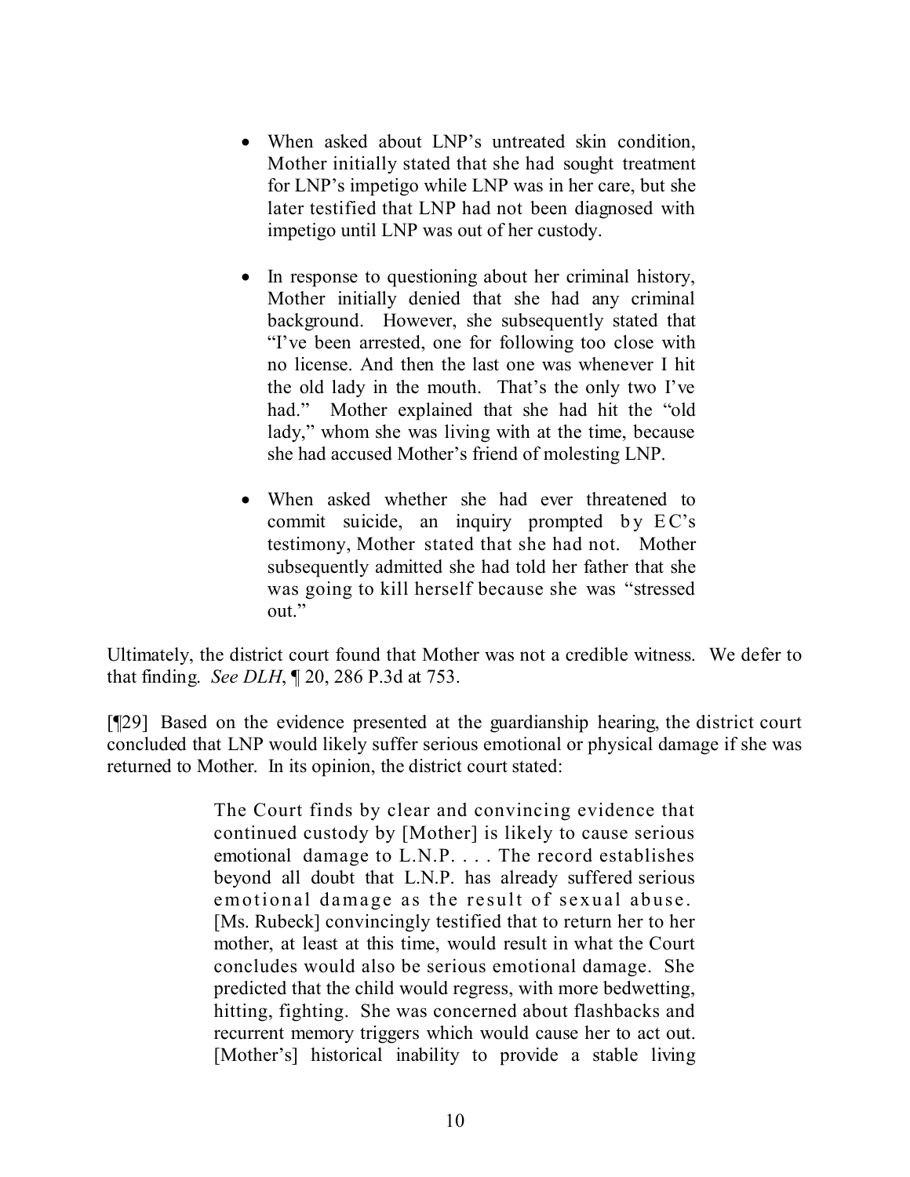- When asked about LNP's untreated skin condition, Mother initially stated that she had sought treatment for LNP's impetigo while LNP was in her care, but she later testified that LNP had not been diagnosed with impetigo until LNP was out of her custody.

- In response to questioning about her criminal history, Mother initially denied that she had any criminal background. However, she subsequently stated that "I've been arrested, one for following too close with no license. And then the last one was whenever I hit the old lady in the mouth. That's the only two I've had." Mother explained that she had hit the "old lady," whom she was living with at the time, because she had accused Mother's friend of molesting LNP.

- When asked whether she had ever threatened to commit suicide, an inquiry prompted by EC's testimony, Mother stated that she had not. Mother subsequently admitted she had told her father that she was going to kill herself because she was "stressed out."

Ultimately, the district court found that Mother was not a credible witness. We defer to that finding. *See DLH*, ¶ 20, 286 P.3d at 753.

[¶29] Based on the evidence presented at the guardianship hearing, the district court concluded that LNP would likely suffer serious emotional or physical damage if she was returned to Mother. In its opinion, the district court stated:

> The Court finds by clear and convincing evidence that continued custody by [Mother] is likely to cause serious emotional damage to L.N.P. . . . The record establishes beyond all doubt that L.N.P. has already suffered serious emotional damage as the result of sexual abuse. [Ms. Rubeck] convincingly testified that to return her to her mother, at least at this time, would result in what the Court concludes would also be serious emotional damage. She predicted that the child would regress, with more bedwetting, hitting, fighting. She was concerned about flashbacks and recurrent memory triggers which would cause her to act out. [Mother's] historical inability to provide a stable living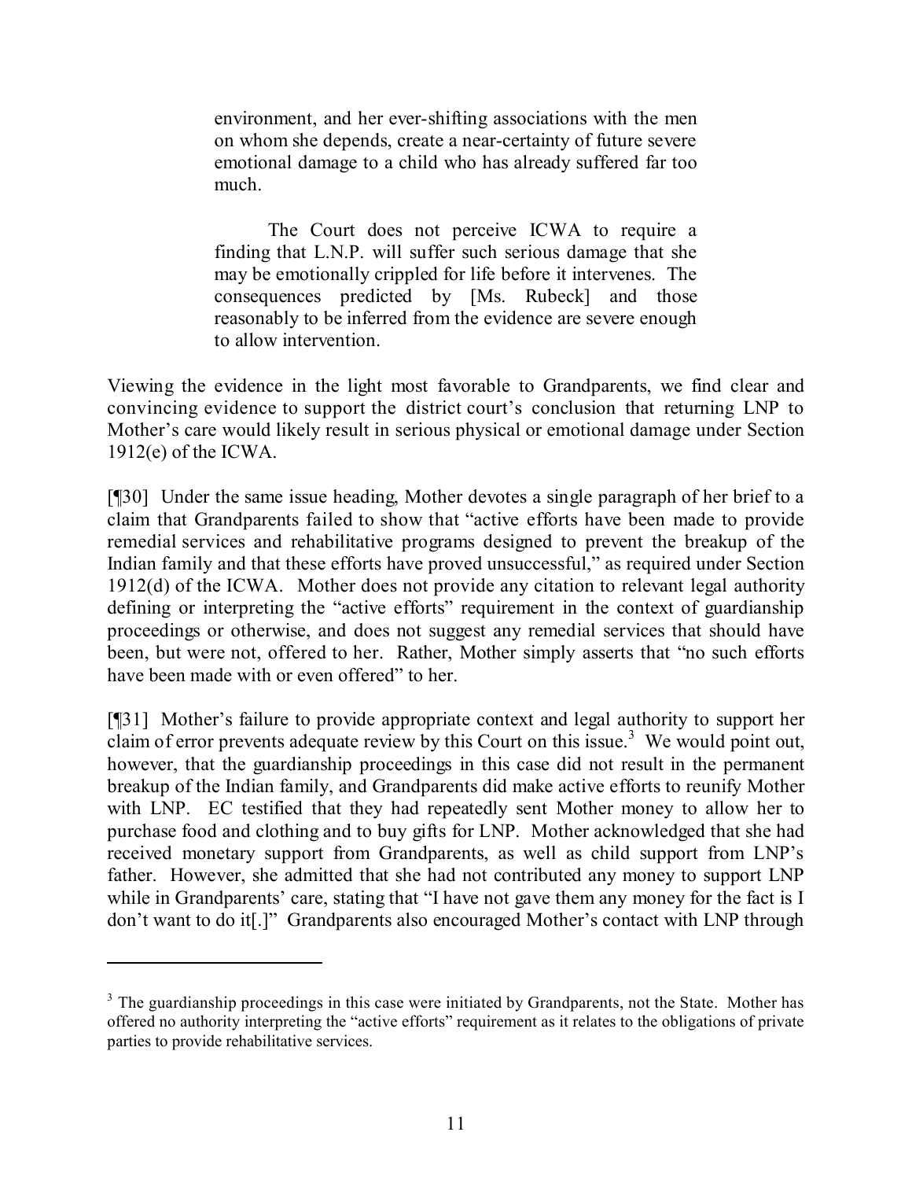> environment, and her ever-shifting associations with the men on whom she depends, create a near-certainty of future severe emotional damage to a child who has already suffered far too much.
>
> The Court does not perceive ICWA to require a finding that L.N.P. will suffer such serious damage that she may be emotionally crippled for life before it intervenes. The consequences predicted by [Ms. Rubeck] and those reasonably to be inferred from the evidence are severe enough to allow intervention.

Viewing the evidence in the light most favorable to Grandparents, we find clear and convincing evidence to support the district court's conclusion that returning LNP to Mother's care would likely result in serious physical or emotional damage under Section 1912(e) of the ICWA.

[¶30] Under the same issue heading, Mother devotes a single paragraph of her brief to a claim that Grandparents failed to show that "active efforts have been made to provide remedial services and rehabilitative programs designed to prevent the breakup of the Indian family and that these efforts have proved unsuccessful," as required under Section 1912(d) of the ICWA. Mother does not provide any citation to relevant legal authority defining or interpreting the "active efforts" requirement in the context of guardianship proceedings or otherwise, and does not suggest any remedial services that should have been, but were not, offered to her. Rather, Mother simply asserts that "no such efforts have been made with or even offered" to her.

[¶31] Mother's failure to provide appropriate context and legal authority to support her claim of error prevents adequate review by this Court on this issue.[3] We would point out, however, that the guardianship proceedings in this case did not result in the permanent breakup of the Indian family, and Grandparents did make active efforts to reunify Mother with LNP. EC testified that they had repeatedly sent Mother money to allow her to purchase food and clothing and to buy gifts for LNP. Mother acknowledged that she had received monetary support from Grandparents, as well as child support from LNP's father. However, she admitted that she had not contributed any money to support LNP while in Grandparents' care, stating that "I have not gave them any money for the fact is I don't want to do it[.]" Grandparents also encouraged Mother's contact with LNP through

---

[3] The guardianship proceedings in this case were initiated by Grandparents, not the State. Mother has offered no authority interpreting the "active efforts" requirement as it relates to the obligations of private parties to provide rehabilitative services.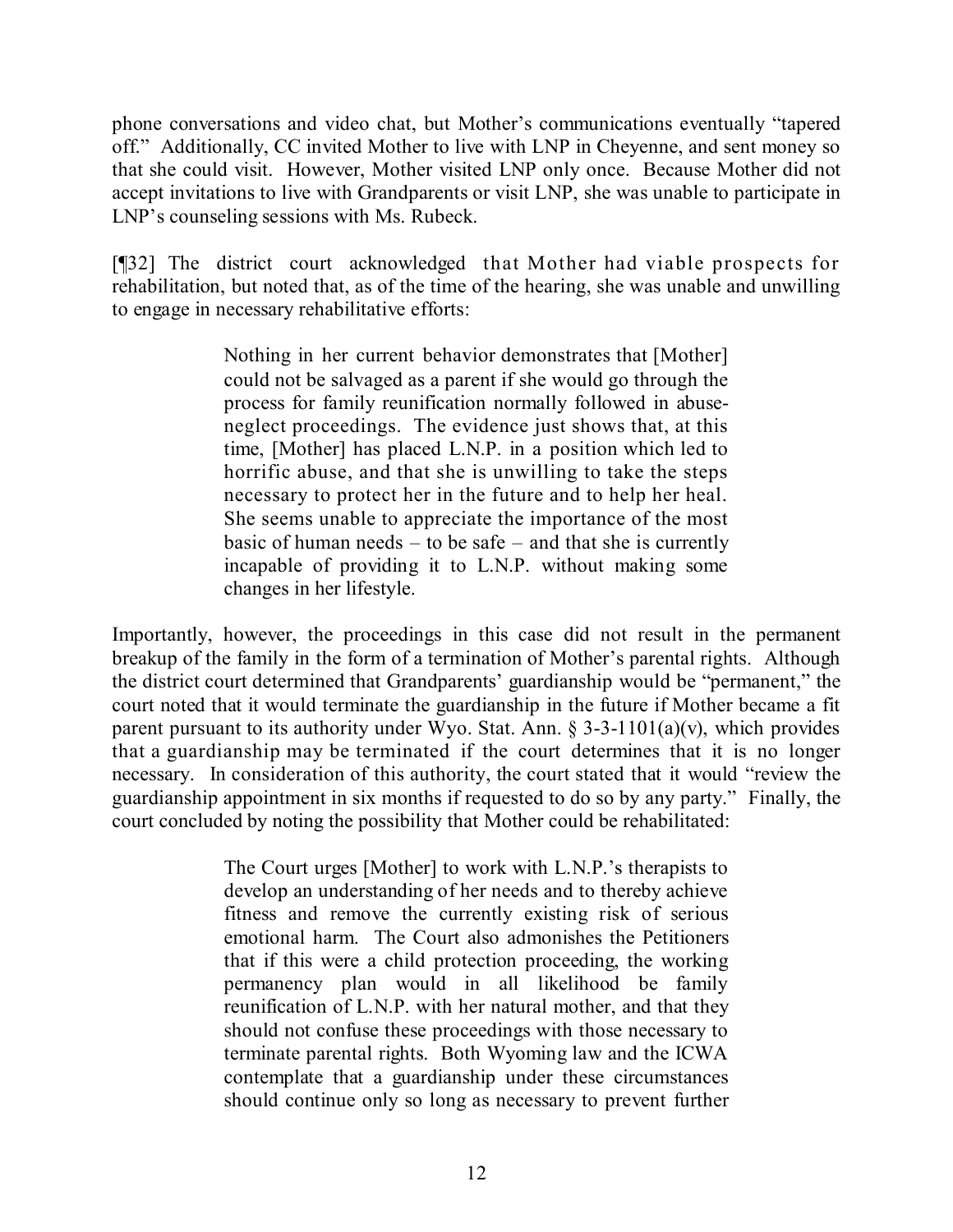phone conversations and video chat, but Mother's communications eventually "tapered off." Additionally, CC invited Mother to live with LNP in Cheyenne, and sent money so that she could visit. However, Mother visited LNP only once. Because Mother did not accept invitations to live with Grandparents or visit LNP, she was unable to participate in LNP's counseling sessions with Ms. Rubeck.

[¶32] The district court acknowledged that Mother had viable prospects for rehabilitation, but noted that, as of the time of the hearing, she was unable and unwilling to engage in necessary rehabilitative efforts:

> Nothing in her current behavior demonstrates that [Mother] could not be salvaged as a parent if she would go through the process for family reunification normally followed in abuse-neglect proceedings. The evidence just shows that, at this time, [Mother] has placed L.N.P. in a position which led to horrific abuse, and that she is unwilling to take the steps necessary to protect her in the future and to help her heal. She seems unable to appreciate the importance of the most basic of human needs – to be safe – and that she is currently incapable of providing it to L.N.P. without making some changes in her lifestyle.

Importantly, however, the proceedings in this case did not result in the permanent breakup of the family in the form of a termination of Mother's parental rights. Although the district court determined that Grandparents' guardianship would be "permanent," the court noted that it would terminate the guardianship in the future if Mother became a fit parent pursuant to its authority under Wyo. Stat. Ann. § 3-3-1101(a)(v), which provides that a guardianship may be terminated if the court determines that it is no longer necessary. In consideration of this authority, the court stated that it would "review the guardianship appointment in six months if requested to do so by any party." Finally, the court concluded by noting the possibility that Mother could be rehabilitated:

> The Court urges [Mother] to work with L.N.P.'s therapists to develop an understanding of her needs and to thereby achieve fitness and remove the currently existing risk of serious emotional harm. The Court also admonishes the Petitioners that if this were a child protection proceeding, the working permanency plan would in all likelihood be family reunification of L.N.P. with her natural mother, and that they should not confuse these proceedings with those necessary to terminate parental rights. Both Wyoming law and the ICWA contemplate that a guardianship under these circumstances should continue only so long as necessary to prevent further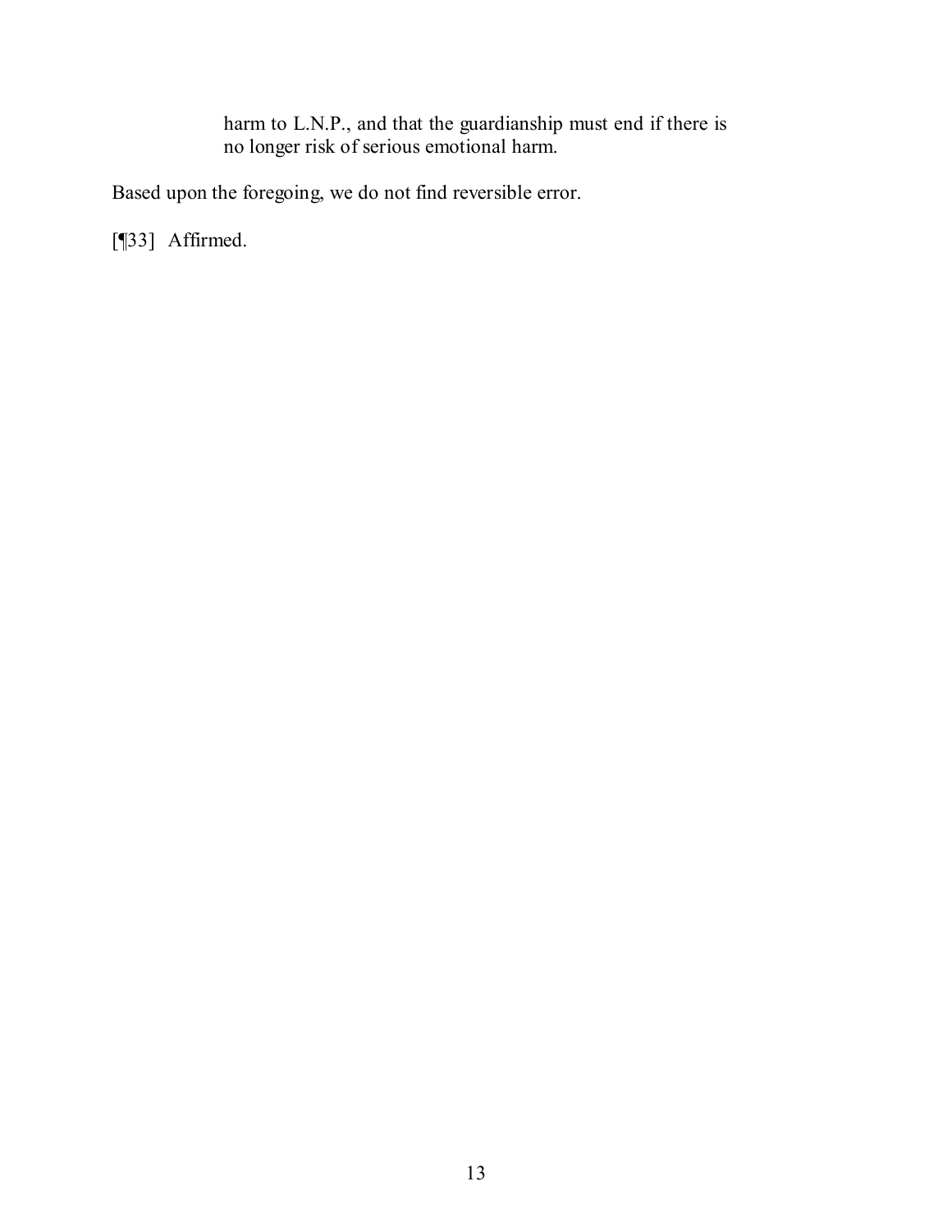> harm to L.N.P., and that the guardianship must end if there is no longer risk of serious emotional harm.

Based upon the foregoing, we do not find reversible error.

[¶33] Affirmed.